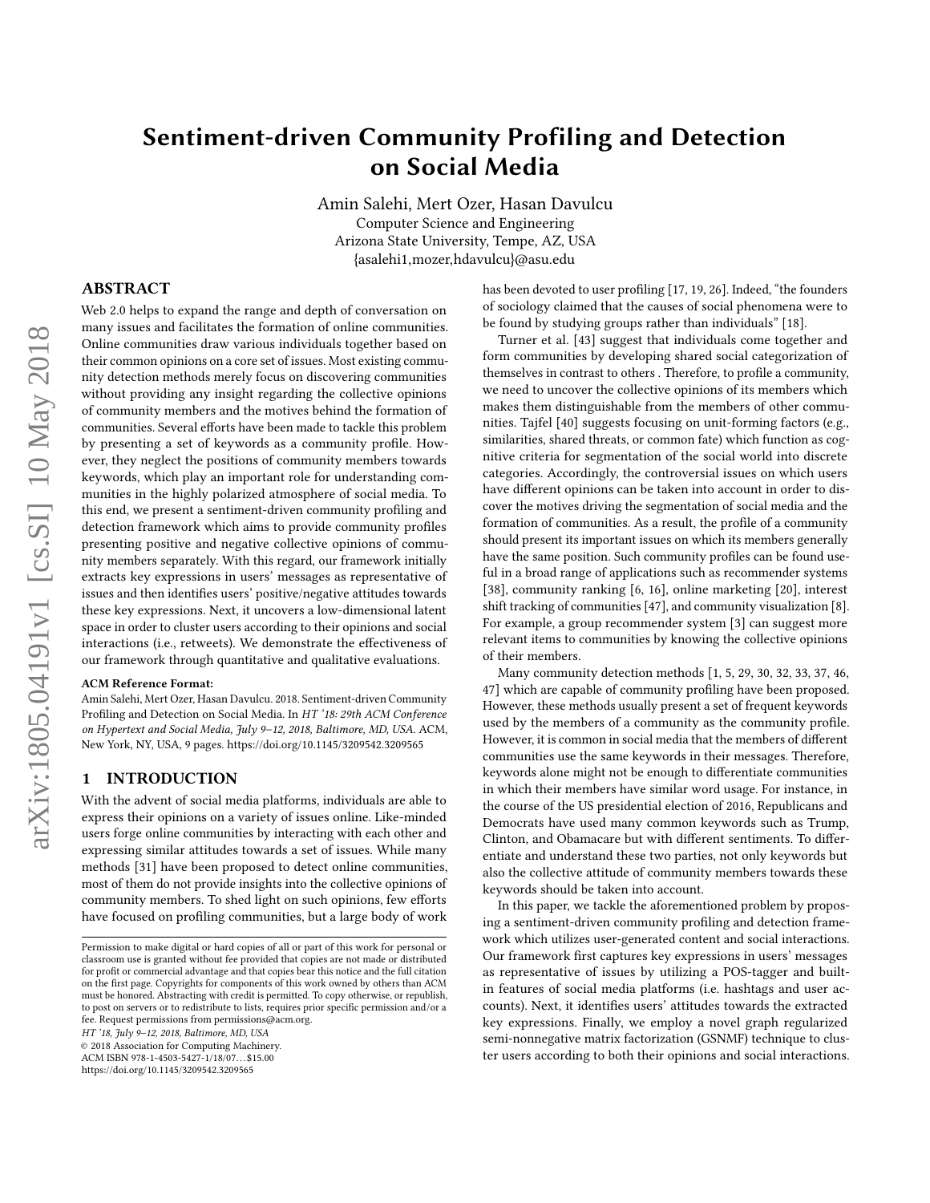# Sentiment-driven Community Profiling and Detection on Social Media

Amin Salehi, Mert Ozer, Hasan Davulcu
Computer Science and Engineering
Arizona State University, Tempe, AZ, USA
{asalehi1,mozer,hdavulcu}@asu.edu

## ABSTRACT

Web 2.0 helps to expand the range and depth of conversation on many issues and facilitates the formation of online communities. Online communities draw various individuals together based on their common opinions on a core set of issues. Most existing community detection methods merely focus on discovering communities without providing any insight regarding the collective opinions of community members and the motives behind the formation of communities. Several efforts have been made to tackle this problem by presenting a set of keywords as a community profile. However, they neglect the positions of community members towards keywords, which play an important role for understanding communities in the highly polarized atmosphere of social media. To this end, we present a sentiment-driven community profiling and detection framework which aims to provide community profiles presenting positive and negative collective opinions of community members separately. With this regard, our framework initially extracts key expressions in users' messages as representative of issues and then identifies users' positive/negative attitudes towards these key expressions. Next, it uncovers a low-dimensional latent space in order to cluster users according to their opinions and social interactions (i.e., retweets). We demonstrate the effectiveness of our framework through quantitative and qualitative evaluations.

**ACM Reference Format:**
Amin Salehi, Mert Ozer, Hasan Davulcu. 2018. Sentiment-driven Community Profiling and Detection on Social Media. In *HT '18: 29th ACM Conference on Hypertext and Social Media, July 9–12, 2018, Baltimore, MD, USA.* ACM, New York, NY, USA, 9 pages. https://doi.org/10.1145/3209542.3209565

## 1 INTRODUCTION

With the advent of social media platforms, individuals are able to express their opinions on a variety of issues online. Like-minded users forge online communities by interacting with each other and expressing similar attitudes towards a set of issues. While many methods [31] have been proposed to detect online communities, most of them do not provide insights into the collective opinions of community members. To shed light on such opinions, few efforts have focused on profiling communities, but a large body of work has been devoted to user profiling [17, 19, 26]. Indeed, "the founders of sociology claimed that the causes of social phenomena were to be found by studying groups rather than individuals" [18].

Turner et al. [43] suggest that individuals come together and form communities by developing shared social categorization of themselves in contrast to others . Therefore, to profile a community, we need to uncover the collective opinions of its members which makes them distinguishable from the members of other communities. Tajfel [40] suggests focusing on unit-forming factors (e.g., similarities, shared threats, or common fate) which function as cognitive criteria for segmentation of the social world into discrete categories. Accordingly, the controversial issues on which users have different opinions can be taken into account in order to discover the motives driving the segmentation of social media and the formation of communities. As a result, the profile of a community should present its important issues on which its members generally have the same position. Such community profiles can be found useful in a broad range of applications such as recommender systems [38], community ranking [6, 16], online marketing [20], interest shift tracking of communities [47], and community visualization [8]. For example, a group recommender system [3] can suggest more relevant items to communities by knowing the collective opinions of their members.

Many community detection methods [1, 5, 29, 30, 32, 33, 37, 46, 47] which are capable of community profiling have been proposed. However, these methods usually present a set of frequent keywords used by the members of a community as the community profile. However, it is common in social media that the members of different communities use the same keywords in their messages. Therefore, keywords alone might not be enough to differentiate communities in which their members have similar word usage. For instance, in the course of the US presidential election of 2016, Republicans and Democrats have used many common keywords such as Trump, Clinton, and Obamacare but with different sentiments. To differentiate and understand these two parties, not only keywords but also the collective attitude of community members towards these keywords should be taken into account.

In this paper, we tackle the aforementioned problem by proposing a sentiment-driven community profiling and detection framework which utilizes user-generated content and social interactions. Our framework first captures key expressions in users' messages as representative of issues by utilizing a POS-tagger and built-in features of social media platforms (i.e. hashtags and user accounts). Next, it identifies users' attitudes towards the extracted key expressions. Finally, we employ a novel graph regularized semi-nonnegative matrix factorization (GSNMF) technique to cluster users according to both their opinions and social interactions.

Permission to make digital or hard copies of all or part of this work for personal or classroom use is granted without fee provided that copies are not made or distributed for profit or commercial advantage and that copies bear this notice and the full citation on the first page. Copyrights for components of this work owned by others than ACM must be honored. Abstracting with credit is permitted. To copy otherwise, or republish, to post on servers or to redistribute to lists, requires prior specific permission and/or a fee. Request permissions from permissions@acm.org.
*HT '18, July 9–12, 2018, Baltimore, MD, USA*
© 2018 Association for Computing Machinery.
ACM ISBN 978-1-4503-5427-1/18/07…$15.00
https://doi.org/10.1145/3209542.3209565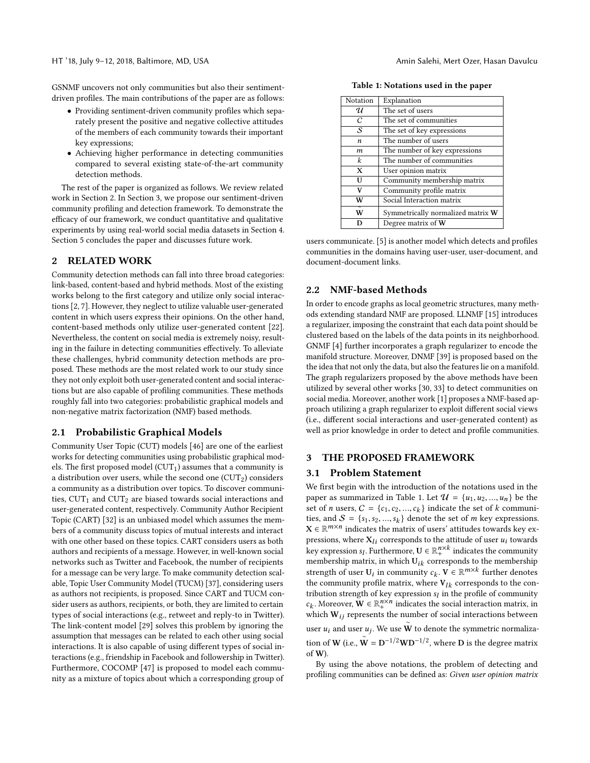GSNMF uncovers not only communities but also their sentiment-driven profiles. The main contributions of the paper are as follows:

- Providing sentiment-driven community profiles which separately present the positive and negative collective attitudes of the members of each community towards their important key expressions;
- Achieving higher performance in detecting communities compared to several existing state-of-the-art community detection methods.

The rest of the paper is organized as follows. We review related work in Section 2. In Section 3, we propose our sentiment-driven community profiling and detection framework. To demonstrate the efficacy of our framework, we conduct quantitative and qualitative experiments by using real-world social media datasets in Section 4. Section 5 concludes the paper and discusses future work.

## 2 RELATED WORK

Community detection methods can fall into three broad categories: link-based, content-based and hybrid methods. Most of the existing works belong to the first category and utilize only social interactions [2, 7]. However, they neglect to utilize valuable user-generated content in which users express their opinions. On the other hand, content-based methods only utilize user-generated content [22]. Nevertheless, the content on social media is extremely noisy, resulting in the failure in detecting communities effectively. To alleviate these challenges, hybrid community detection methods are proposed. These methods are the most related work to our study since they not only exploit both user-generated content and social interactions but are also capable of profiling communities. These methods roughly fall into two categories: probabilistic graphical models and non-negative matrix factorization (NMF) based methods.

### 2.1 Probabilistic Graphical Models

Community User Topic (CUT) models [46] are one of the earliest works for detecting communities using probabilistic graphical models. The first proposed model ($CUT_1$) assumes that a community is a distribution over users, while the second one ($CUT_2$) considers a community as a distribution over topics. To discover communities, $CUT_1$ and $CUT_2$ are biased towards social interactions and user-generated content, respectively. Community Author Recipient Topic (CART) [32] is an unbiased model which assumes the members of a community discuss topics of mutual interests and interact with one other based on these topics. CART considers users as both authors and recipients of a message. However, in well-known social networks such as Twitter and Facebook, the number of recipients for a message can be very large. To make community detection scalable, Topic User Community Model (TUCM) [37], considering users as authors not recipients, is proposed. Since CART and TUCM consider users as authors, recipients, or both, they are limited to certain types of social interactions (e.g., retweet and reply-to in Twitter). The link-content model [29] solves this problem by ignoring the assumption that messages can be related to each other using social interactions. It is also capable of using different types of social interactions (e.g., friendship in Facebook and followership in Twitter). Furthermore, COCOMP [47] is proposed to model each community as a mixture of topics about which a corresponding group of users communicate. [5] is another model which detects and profiles communities in the domains having user-user, user-document, and document-document links.

**Table 1: Notations used in the paper**

| Notation | Explanation |
|---|---|
| $\mathcal{U}$ | The set of users |
| $\mathcal{C}$ | The set of communities |
| $\mathcal{S}$ | The set of key expressions |
| $n$ | The number of users |
| $m$ | The number of key expressions |
| $k$ | The number of communities |
| $\mathbf{X}$ | User opinion matrix |
| $\mathbf{U}$ | Community membership matrix |
| $\mathbf{V}$ | Community profile matrix |
| $\mathbf{W}$ | Social Interaction matrix |
| $\tilde{\mathbf{W}}$ | Symmetrically normalized matrix $\mathbf{W}$ |
| $\mathbf{D}$ | Degree matrix of $\mathbf{W}$ |

### 2.2 NMF-based Methods

In order to encode graphs as local geometric structures, many methods extending standard NMF are proposed. LLNMF [15] introduces a regularizer, imposing the constraint that each data point should be clustered based on the labels of the data points in its neighborhood. GNMF [4] further incorporates a graph regularizer to encode the manifold structure. Moreover, DNMF [39] is proposed based on the the idea that not only the data, but also the features lie on a manifold. The graph regularizers proposed by the above methods have been utilized by several other works [30, 33] to detect communities on social media. Moreover, another work [1] proposes a NMF-based approach utilizing a graph regularizer to exploit different social views (i.e., different social interactions and user-generated content) as well as prior knowledge in order to detect and profile communities.

## 3 THE PROPOSED FRAMEWORK

### 3.1 Problem Statement

We first begin with the introduction of the notations used in the paper as summarized in Table 1. Let $\mathcal{U} = \{u_1, u_2, ..., u_n\}$ be the set of $n$ users, $\mathcal{C} = \{c_1, c_2, ..., c_k\}$ indicate the set of $k$ communities, and $\mathcal{S} = \{s_1, s_2, ..., s_k\}$ denote the set of $m$ key expressions. $\mathbf{X} \in \mathbb{R}^{m \times n}$ indicates the matrix of users' attitudes towards key expressions, where $\mathbf{X}_{li}$ corresponds to the attitude of user $u_i$ towards key expression $s_l$. Furthermore, $\mathbf{U} \in \mathbb{R}_+^{n \times k}$ indicates the community membership matrix, in which $\mathbf{U}_{ik}$ corresponds to the membership strength of user $\mathbf{U}_i$ in community $c_k$. $\mathbf{V} \in \mathbb{R}^{m \times k}$ further denotes the community profile matrix, where $\mathbf{V}_{lk}$ corresponds to the contribution strength of key expression $s_l$ in the profile of community $c_k$. Moreover, $\mathbf{W} \in \mathbb{R}_+^{n \times n}$ indicates the social interaction matrix, in which $\mathbf{W}_{ij}$ represents the number of social interactions between user $u_i$ and user $u_j$. We use $\tilde{\mathbf{W}}$ to denote the symmetric normalization of $\mathbf{W}$ (i.e., $\tilde{\mathbf{W}} = \mathbf{D}^{-1/2}\mathbf{W}\mathbf{D}^{-1/2}$, where $\mathbf{D}$ is the degree matrix of $\mathbf{W}$).

By using the above notations, the problem of detecting and profiling communities can be defined as: *Given user opinion matrix*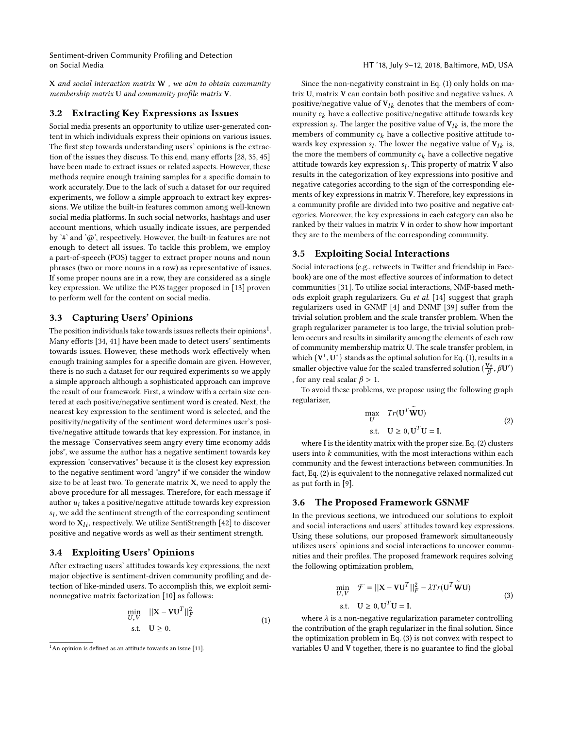$\mathbf{X}$ *and social interaction matrix* $\mathbf{W}$ *, we aim to obtain community membership matrix* $\mathbf{U}$ *and community profile matrix* $\mathbf{V}$.

### 3.2 Extracting Key Expressions as Issues

Social media presents an opportunity to utilize user-generated content in which individuals express their opinions on various issues. The first step towards understanding users' opinions is the extraction of the issues they discuss. To this end, many efforts [28, 35, 45] have been made to extract issues or related aspects. However, these methods require enough training samples for a specific domain to work accurately. Due to the lack of such a dataset for our required experiments, we follow a simple approach to extract key expressions. We utilize the built-in features common among well-known social media platforms. In such social networks, hashtags and user account mentions, which usually indicate issues, are perpended by '#' and '@', respectively. However, the built-in features are not enough to detect all issues. To tackle this problem, we employ a part-of-speech (POS) tagger to extract proper nouns and noun phrases (two or more nouns in a row) as representative of issues. If some proper nouns are in a row, they are considered as a single key expression. We utilize the POS tagger proposed in [13] proven to perform well for the content on social media.

### 3.3 Capturing Users' Opinions

The position individuals take towards issues reflects their opinions[1]. Many efforts [34, 41] have been made to detect users' sentiments towards issues. However, these methods work effectively when enough training samples for a specific domain are given. However, there is no such a dataset for our required experiments so we apply a simple approach although a sophisticated approach can improve the result of our framework. First, a window with a certain size centered at each positive/negative sentiment word is created. Next, the nearest key expression to the sentiment word is selected, and the positivity/negativity of the sentiment word determines user's positive/negative attitude towards that key expression. For instance, in the message "Conservatives seem angry every time economy adds jobs", we assume the author has a negative sentiment towards key expression "conservatives" because it is the closest key expression to the negative sentiment word "angry" if we consider the window size to be at least two. To generate matrix $\mathbf{X}$, we need to apply the above procedure for all messages. Therefore, for each message if author $u_i$ takes a positive/negative attitude towards key expression $s_l$, we add the sentiment strength of the corresponding sentiment word to $\mathbf{X}_{li}$, respectively. We utilize SentiStrength [42] to discover positive and negative words as well as their sentiment strength.

### 3.4 Exploiting Users' Opinions

After extracting users' attitudes towards key expressions, the next major objective is sentiment-driven community profiling and detection of like-minded users. To accomplish this, we exploit semi-nonnegative matrix factorization [10] as follows:

$$
\begin{aligned}
\min_{U,V} \quad & ||\mathbf{X} - \mathbf{V}\mathbf{U}^T||_F^2 \\
\text{s.t.} \quad & \mathbf{U} \geq 0.
\end{aligned}
\tag{1}
$$

[1] An opinion is defined as an attitude towards an issue [11].

Since the non-negativity constraint in Eq. (1) only holds on matrix $\mathbf{U}$, matrix $\mathbf{V}$ can contain both positive and negative values. A positive/negative value of $\mathbf{V}_{lk}$ denotes that the members of community $c_k$ have a collective positive/negative attitude towards key expression $s_l$. The larger the positive value of $\mathbf{V}_{lk}$ is, the more the members of community $c_k$ have a collective positive attitude towards key expression $s_l$. The lower the negative value of $\mathbf{V}_{lk}$ is, the more the members of community $c_k$ have a collective negative attitude towards key expression $s_l$. This property of matrix $\mathbf{V}$ also results in the categorization of key expressions into positive and negative categories according to the sign of the corresponding elements of key expressions in matrix $\mathbf{V}$. Therefore, key expressions in a community profile are divided into two positive and negative categories. Moreover, the key expressions in each category can also be ranked by their values in matrix $\mathbf{V}$ in order to show how important they are to the members of the corresponding community.

### 3.5 Exploiting Social Interactions

Social interactions (e.g., retweets in Twitter and friendship in Facebook) are one of the most effective sources of information to detect communities [31]. To utilize social interactions, NMF-based methods exploit graph regularizers. Gu *et al.* [14] suggest that graph regularizers used in GNMF [4] and DNMF [39] suffer from the trivial solution problem and the scale transfer problem. When the graph regularizer parameter is too large, the trivial solution problem occurs and results in similarity among the elements of each row of community membership matrix $\mathbf{U}$. The scale transfer problem, in which $\{\mathbf{V}^*, \mathbf{U}^*\}$ stands as the optimal solution for Eq. (1), results in a smaller objective value for the scaled transferred solution $(\frac{\mathbf{V}*}{\beta}, \beta\mathbf{U}')$, for any real scalar $\beta > 1$.

To avoid these problems, we propose using the following graph regularizer,

$$
\begin{aligned}
\max_{U} \quad & Tr(\mathbf{U}^T \tilde{\mathbf{W}} \mathbf{U}) \\
\text{s.t.} \quad & \mathbf{U} \geq 0, \mathbf{U}^T\mathbf{U} = \mathbf{I}.
\end{aligned}
\tag{2}
$$

where $\mathbf{I}$ is the identity matrix with the proper size. Eq. (2) clusters users into $k$ communities, with the most interactions within each community and the fewest interactions between communities. In fact, Eq. (2) is equivalent to the nonnegative relaxed normalized cut as put forth in [9].

### 3.6 The Proposed Framework GSNMF

In the previous sections, we introduced our solutions to exploit and social interactions and users' attitudes toward key expressions. Using these solutions, our proposed framework simultaneously utilizes users' opinions and social interactions to uncover communities and their profiles. The proposed framework requires solving the following optimization problem,

$$
\begin{aligned}
\min_{U,V} \quad & \mathcal{F} = ||\mathbf{X} - \mathbf{V}\mathbf{U}^T||_F^2 - \lambda Tr(\mathbf{U}^T \tilde{\mathbf{W}} \mathbf{U}) \\
\text{s.t.} \quad & \mathbf{U} \geq 0, \mathbf{U}^T\mathbf{U} = \mathbf{I}.
\end{aligned}
\tag{3}
$$

where $\lambda$ is a non-negative regularization parameter controlling the contribution of the graph regularizer in the final solution. Since the optimization problem in Eq. (3) is not convex with respect to variables $\mathbf{U}$ and $\mathbf{V}$ together, there is no guarantee to find the global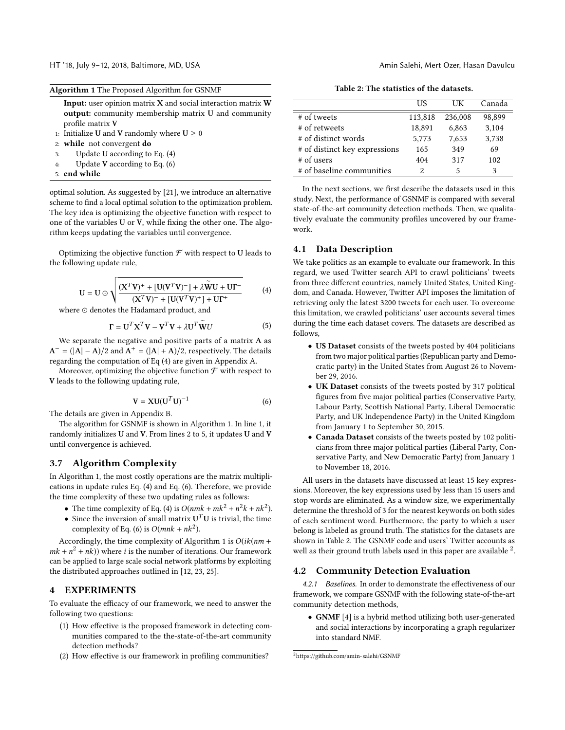**Algorithm 1** The Proposed Algorithm for GSNMF

**Input:** user opinion matrix **X** and social interaction matrix **W**
**output:** community membership matrix **U** and community profile matrix **V**

1: Initialize **U** and **V** randomly where $\mathbf{U} \geq 0$
2: **while** not convergent **do**
3: Update **U** according to Eq. (4)
4: Update **V** according to Eq. (6)
5: **end while**

optimal solution. As suggested by [21], we introduce an alternative scheme to find a local optimal solution to the optimization problem. The key idea is optimizing the objective function with respect to one of the variables **U** or **V**, while fixing the other one. The algorithm keeps updating the variables until convergence.

Optimizing the objective function $\mathcal{F}$ with respect to **U** leads to the following update rule,

$$\mathbf{U} = \mathbf{U} \odot \sqrt{\frac{(\mathbf{X}^T\mathbf{V})^+ + [\mathbf{U}(\mathbf{V}^T\mathbf{V})^-] + \lambda\widetilde{\mathbf{W}}\mathbf{U} + \mathbf{U}\Gamma^-}{(\mathbf{X}^T\mathbf{V})^- + [\mathbf{U}(\mathbf{V}^T\mathbf{V})^+] + \mathbf{U}\Gamma^+}} \tag{4}$$

where $\odot$ denotes the Hadamard product, and

$$\Gamma = \mathbf{U}^T\mathbf{X}^T\mathbf{V} - \mathbf{V}^T\mathbf{V} + \lambda\mathbf{U}^T\widetilde{\mathbf{W}}U \tag{5}$$

We separate the negative and positive parts of a matrix **A** as $\mathbf{A}^- = (|\mathbf{A}| - \mathbf{A})/2$ and $\mathbf{A}^+ = (|\mathbf{A}| + \mathbf{A})/2$, respectively. The details regarding the computation of Eq (4) are given in Appendix A.

Moreover, optimizing the objective function $\mathcal{F}$ with respect to **V** leads to the following updating rule,

$$\mathbf{V} = \mathbf{X}\mathbf{U}(\mathbf{U}^T\mathbf{U})^{-1} \tag{6}$$

The details are given in Appendix B.

The algorithm for GSNMF is shown in Algorithm 1. In line 1, it randomly initializes **U** and **V**. From lines 2 to 5, it updates **U** and **V** until convergence is achieved.

## 3.7 Algorithm Complexity

In Algorithm 1, the most costly operations are the matrix multiplications in update rules Eq. (4) and Eq. (6). Therefore, we provide the time complexity of these two updating rules as follows:

- The time complexity of Eq. (4) is $O(nmk + mk^2 + n^2k + nk^2)$.
- Since the inversion of small matrix $\mathbf{U}^T\mathbf{U}$ is trivial, the time complexity of Eq. (6) is $O(mnk + nk^2)$.

Accordingly, the time complexity of Algorithm 1 is $O(ik(nm + mk + n^2 + nk))$ where $i$ is the number of iterations. Our framework can be applied to large scale social network platforms by exploiting the distributed approaches outlined in [12, 23, 25].

# 4 EXPERIMENTS

To evaluate the efficacy of our framework, we need to answer the following two questions:

(1) How effective is the proposed framework in detecting communities compared to the the-state-of-the-art community detection methods?
(2) How effective is our framework in profiling communities?

**Table 2: The statistics of the datasets.**

| | US | UK | Canada |
|---|---|---|---|
| # of tweets | 113,818 | 236,008 | 98,899 |
| # of retweets | 18,891 | 6,863 | 3,104 |
| # of distinct words | 5,773 | 7,653 | 3,738 |
| # of distinct key expressions | 165 | 349 | 69 |
| # of users | 404 | 317 | 102 |
| # of baseline communities | 2 | 5 | 3 |

In the next sections, we first describe the datasets used in this study. Next, the performance of GSNMF is compared with several state-of-the-art community detection methods. Then, we qualitatively evaluate the community profiles uncovered by our framework.

## 4.1 Data Description

We take politics as an example to evaluate our framework. In this regard, we used Twitter search API to crawl politicians' tweets from three different countries, namely United States, United Kingdom, and Canada. However, Twitter API imposes the limitation of retrieving only the latest 3200 tweets for each user. To overcome this limitation, we crawled politicians' user accounts several times during the time each dataset covers. The datasets are described as follows,

- **US Dataset** consists of the tweets posted by 404 politicians from two major political parties (Republican party and Democratic party) in the United States from August 26 to November 29, 2016.
- **UK Dataset** consists of the tweets posted by 317 political figures from five major political parties (Conservative Party, Labour Party, Scottish National Party, Liberal Democratic Party, and UK Independence Party) in the United Kingdom from January 1 to September 30, 2015.
- **Canada Dataset** consists of the tweets posted by 102 politicians from three major political parties (Liberal Party, Conservative Party, and New Democratic Party) from January 1 to November 18, 2016.

All users in the datasets have discussed at least 15 key expressions. Moreover, the key expressions used by less than 15 users and stop words are eliminated. As a window size, we experimentally determine the threshold of 3 for the nearest keywords on both sides of each sentiment word. Furthermore, the party to which a user belong is labeled as ground truth. The statistics for the datasets are shown in Table 2. The GSNMF code and users' Twitter accounts as well as their ground truth labels used in this paper are available [2].

## 4.2 Community Detection Evaluation

*4.2.1 Baselines.* In order to demonstrate the effectiveness of our framework, we compare GSNMF with the following state-of-the-art community detection methods,

- **GNMF** [4] is a hybrid method utilizing both user-generated and social interactions by incorporating a graph regularizer into standard NMF.

[2] https://github.com/amin-salehi/GSNMF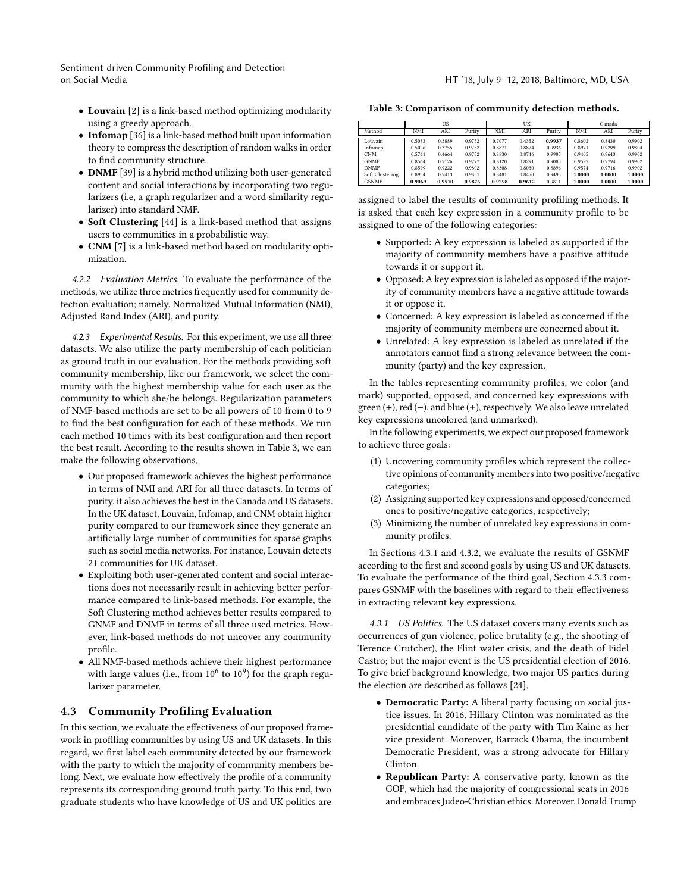- **Louvain** [2] is a link-based method optimizing modularity using a greedy approach.
- **Infomap** [36] is a link-based method built upon information theory to compress the description of random walks in order to find community structure.
- **DNMF** [39] is a hybrid method utilizing both user-generated content and social interactions by incorporating two regularizers (i.e, a graph regularizer and a word similarity regularizer) into standard NMF.
- **Soft Clustering** [44] is a link-based method that assigns users to communities in a probabilistic way.
- **CNM** [7] is a link-based method based on modularity optimization.

*4.2.2 Evaluation Metrics.* To evaluate the performance of the methods, we utilize three metrics frequently used for community detection evaluation; namely, Normalized Mutual Information (NMI), Adjusted Rand Index (ARI), and purity.

*4.2.3 Experimental Results.* For this experiment, we use all three datasets. We also utilize the party membership of each politician as ground truth in our evaluation. For the methods providing soft community membership, like our framework, we select the community with the highest membership value for each user as the community to which she/he belongs. Regularization parameters of NMF-based methods are set to be all powers of 10 from 0 to 9 to find the best configuration for each of these methods. We run each method 10 times with its best configuration and then report the best result. According to the results shown in Table 3, we can make the following observations,

- Our proposed framework achieves the highest performance in terms of NMI and ARI for all three datasets. In terms of purity, it also achieves the best in the Canada and US datasets. In the UK dataset, Louvain, Infomap, and CNM obtain higher purity compared to our framework since they generate an artificially large number of communities for sparse graphs such as social media networks. For instance, Louvain detects 21 communities for UK dataset.
- Exploiting both user-generated content and social interactions does not necessarily result in achieving better performance compared to link-based methods. For example, the Soft Clustering method achieves better results compared to GNMF and DNMF in terms of all three used metrics. However, link-based methods do not uncover any community profile.
- All NMF-based methods achieve their highest performance with large values (i.e., from $10^6$ to $10^9$) for the graph regularizer parameter.

## 4.3 Community Profiling Evaluation

In this section, we evaluate the effectiveness of our proposed framework in profiling communities by using US and UK datasets. In this regard, we first label each community detected by our framework with the party to which the majority of community members belong. Next, we evaluate how effectively the profile of a community represents its corresponding ground truth party. To this end, two graduate students who have knowledge of US and UK politics are assigned to label the results of community profiling methods. It is asked that each key expression in a community profile to be assigned to one of the following categories:

**Table 3: Comparison of community detection methods.**

| | US | | | UK | | | Canada | | |
|---|---|---|---|---|---|---|---|---|---|
| Method | NMI | ARI | Purity | NMI | ARI | Purity | NMI | ARI | Purity |
| Louvain | 0.5083 | 0.3889 | 0.9752 | 0.7077 | 0.4352 | **0.9937** | 0.8602 | 0.8430 | 0.9902 |
| Infomap | 0.5026 | 0.3755 | 0.9752 | 0.8871 | 0.8874 | 0.9936 | 0.8971 | 0.9299 | 0.9804 |
| CNM | 0.5741 | 0.4664 | 0.9752 | 0.8830 | 0.8746 | 0.9905 | 0.9405 | 0.9643 | 0.9902 |
| GNMF | 0.8564 | 0.9126 | 0.9777 | 0.8120 | 0.8291 | 0.9085 | 0.9597 | 0.9794 | 0.9902 |
| DNMF | 0.8599 | 0.9222 | 0.9802 | 0.8308 | 0.8030 | 0.8896 | 0.9574 | 0.9716 | 0.9902 |
| Soft Clustering | 0.8934 | 0.9413 | 0.9851 | 0.8481 | 0.8450 | 0.9495 | **1.0000** | **1.0000** | **1.0000** |
| GSNMF | **0.9069** | **0.9510** | **0.9876** | **0.9298** | **0.9612** | 0.9811 | **1.0000** | **1.0000** | **1.0000** |

- Supported: A key expression is labeled as supported if the majority of community members have a positive attitude towards it or support it.
- Opposed: A key expression is labeled as opposed if the majority of community members have a negative attitude towards it or oppose it.
- Concerned: A key expression is labeled as concerned if the majority of community members are concerned about it.
- Unrelated: A key expression is labeled as unrelated if the annotators cannot find a strong relevance between the community (party) and the key expression.

In the tables representing community profiles, we color (and mark) supported, opposed, and concerned key expressions with green (+), red (−), and blue (±), respectively. We also leave unrelated key expressions uncolored (and unmarked).

In the following experiments, we expect our proposed framework to achieve three goals:

1. Uncovering community profiles which represent the collective opinions of community members into two positive/negative categories;
2. Assigning supported key expressions and opposed/concerned ones to positive/negative categories, respectively;
3. Minimizing the number of unrelated key expressions in community profiles.

In Sections 4.3.1 and 4.3.2, we evaluate the results of GSNMF according to the first and second goals by using US and UK datasets. To evaluate the performance of the third goal, Section 4.3.3 compares GSNMF with the baselines with regard to their effectiveness in extracting relevant key expressions.

*4.3.1 US Politics.* The US dataset covers many events such as occurrences of gun violence, police brutality (e.g., the shooting of Terence Crutcher), the Flint water crisis, and the death of Fidel Castro; but the major event is the US presidential election of 2016. To give brief background knowledge, two major US parties during the election are described as follows [24],

- **Democratic Party:** A liberal party focusing on social justice issues. In 2016, Hillary Clinton was nominated as the presidential candidate of the party with Tim Kaine as her vice president. Moreover, Barrack Obama, the incumbent Democratic President, was a strong advocate for Hillary Clinton.
- **Republican Party:** A conservative party, known as the GOP, which had the majority of congressional seats in 2016 and embraces Judeo-Christian ethics. Moreover, Donald Trump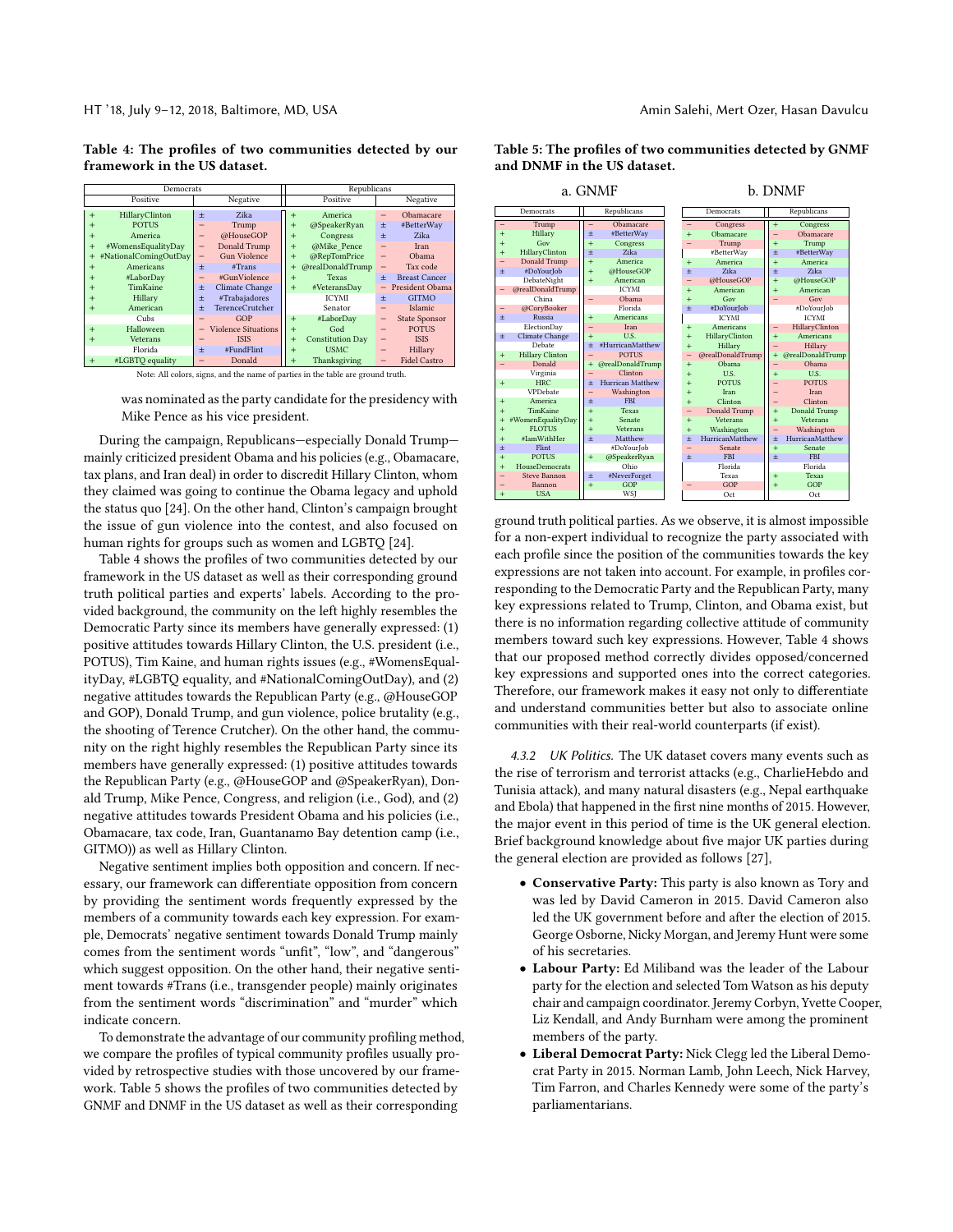**Table 4: The profiles of two communities detected by our framework in the US dataset.**

| Democrats | | | | Republicans | | | |
|---|---|---|---|---|---|---|---|
| Positive | | Negative | | Positive | | Negative | |
| + | HillaryClinton | ± | Zika | + | America | − | Obamacare |
| + | POTUS | − | Trump | + | @SpeakerRyan | ± | #BetterWay |
| + | America | − | @HouseGOP | + | Congress | ± | Zika |
| + | #WomensEqualityDay | − | Donald Trump | + | @Mike_Pence | − | Iran |
| + | #NationalComingOutDay | − | Gun Violence | + | @RepTomPrice | − | Obama |
| + | Americans | ± | #Trans | + | @realDonaldTrump | − | Tax code |
| + | #LaborDay | − | #GunViolence | + | Texas | ± | Breast Cancer |
| + | TimKaine | ± | Climate Change | + | #VeteransDay | − | President Obama |
| + | Hillary | ± | #Trabajadores | | ICYMI | ± | GITMO |
| + | American | ± | TerenceCrutcher | | Senator | − | Islamic |
| | Cubs | − | GOP | + | #LaborDay | − | State Sponsor |
| + | Halloween | − | Violence Situations | + | God | − | POTUS |
| + | Veterans | − | ISIS | + | Constitution Day | − | ISIS |
| | Florida | ± | #FundFlint | + | USMC | − | Hillary |
| + | #LGBTQ equality | − | Donald | + | Thanksgiving | − | Fidel Castro |

Note: All colors, signs, and the name of parties in the table are ground truth.

was nominated as the party candidate for the presidency with Mike Pence as his vice president.

During the campaign, Republicans—especially Donald Trump—mainly criticized president Obama and his policies (e.g., Obamacare, tax plans, and Iran deal) in order to discredit Hillary Clinton, whom they claimed was going to continue the Obama legacy and uphold the status quo [24]. On the other hand, Clinton's campaign brought the issue of gun violence into the contest, and also focused on human rights for groups such as women and LGBTQ [24].

Table 4 shows the profiles of two communities detected by our framework in the US dataset as well as their corresponding ground truth political parties and experts' labels. According to the provided background, the community on the left highly resembles the Democratic Party since its members have generally expressed: (1) positive attitudes towards Hillary Clinton, the U.S. president (i.e., POTUS), Tim Kaine, and human rights issues (e.g., #WomensEqualityDay, #LGBTQ equality, and #NationalComingOutDay), and (2) negative attitudes towards the Republican Party (e.g., @HouseGOP and GOP), Donald Trump, and gun violence, police brutality (e.g., the shooting of Terence Crutcher). On the other hand, the community on the right highly resembles the Republican Party since its members have generally expressed: (1) positive attitudes towards the Republican Party (e.g., @HouseGOP and @SpeakerRyan), Donald Trump, Mike Pence, Congress, and religion (i.e., God), and (2) negative attitudes towards President Obama and his policies (i.e., Obamacare, tax code, Iran, Guantanamo Bay detention camp (i.e., GITMO)) as well as Hillary Clinton.

Negative sentiment implies both opposition and concern. If necessary, our framework can differentiate opposition from concern by providing the sentiment words frequently expressed by the members of a community towards each key expression. For example, Democrats' negative sentiment towards Donald Trump mainly comes from the sentiment words "unfit", "low", and "dangerous" which suggest opposition. On the other hand, their negative sentiment towards #Trans (i.e., transgender people) mainly originates from the sentiment words "discrimination" and "murder" which indicate concern.

To demonstrate the advantage of our community profiling method, we compare the profiles of typical community profiles usually provided by retrospective studies with those uncovered by our framework. Table 5 shows the profiles of two communities detected by GNMF and DNMF in the US dataset as well as their corresponding

**Table 5: The profiles of two communities detected by GNMF and DNMF in the US dataset.**

a. GNMF

| | Democrats | | Republicans |
|---|---|---|---|
| − | Trump | − | Obamacare |
| + | Hillary | ± | #BetterWay |
| + | Gov | + | Congress |
| + | HillaryClinton | ± | Zika |
| − | Donald Trump | + | America |
| ± | #DoYourJob | + | @HouseGOP |
| | DebateNight | + | American |
| − | @realDonaldTrump | | ICYMI |
| | China | − | Obama |
| − | @CoryBooker | | Florida |
| ± | Russia | + | Americans |
| | ElectionDay | − | Iran |
| ± | Climate Change | + | U.S. |
| | Debate | ± | #HurricanMatthew |
| + | Hillary Clinton | − | POTUS |
| − | Donald | + | @realDonaldTrump |
| | Virginia | − | Clinton |
| + | HRC | ± | Hurrican Matthew |
| | VPDebate | − | Washington |
| + | America | ± | FBI |
| + | TimKaine | + | Texas |
| + | #WomenEqualityDay | + | Senate |
| + | FLOTUS | + | Veterans |
| + | #IamWithHer | ± | Matthew |
| ± | Flint | | #DoYourJob |
| + | POTUS | + | @SpeakerRyan |
| + | HouseDemocrats | | Ohio |
| − | Steve Bannon | ± | #NeverForget |
| − | Bannon | + | GOP |
| + | USA | | WSJ |

b. DNMF

| | Democrats | | Republicans |
|---|---|---|---|
| − | Congress | + | Congress |
| + | Obamacare | − | Obamacare |
| − | Trump | + | Trump |
| | #BetterWay | ± | #BetterWay |
| + | America | + | America |
| ± | Zika | ± | Zika |
| − | @HouseGOP | + | @HouseGOP |
| + | American | + | American |
| + | Gov | − | Gov |
| ± | #DoYourJob | | #DoYourJob |
| | ICYMI | | ICYMI |
| + | Americans | − | HillaryClinton |
| + | HillaryClinton | + | Americans |
| + | Hillary | − | Hillary |
| − | @realDonaldTrump | + | @realDonaldTrump |
| + | Obama | − | Obama |
| + | U.S. | + | U.S. |
| + | POTUS | − | POTUS |
| + | Iran | − | Iran |
| + | Clinton | − | Clinton |
| − | Donald Trump | + | Donald Trump |
| + | Veterans | + | Veterans |
| + | Washington | − | Washington |
| ± | HurricanMatthew | ± | HurricanMatthew |
| − | Senate | + | Senate |
| ± | FBI | ± | FBI |
| | Florida | | Florida |
| | Texas | + | Texas |
| − | GOP | + | GOP |
| | Oct | | Oct |

ground truth political parties. As we observe, it is almost impossible for a non-expert individual to recognize the party associated with each profile since the position of the communities towards the key expressions are not taken into account. For example, in profiles corresponding to the Democratic Party and the Republican Party, many key expressions related to Trump, Clinton, and Obama exist, but there is no information regarding collective attitude of community members toward such key expressions. However, Table 4 shows that our proposed method correctly divides opposed/concerned key expressions and supported ones into the correct categories. Therefore, our framework makes it easy not only to differentiate and understand communities better but also to associate online communities with their real-world counterparts (if exist).

#### 4.3.2 UK Politics.

The UK dataset covers many events such as the rise of terrorism and terrorist attacks (e.g., CharlieHebdo and Tunisia attack), and many natural disasters (e.g., Nepal earthquake and Ebola) that happened in the first nine months of 2015. However, the major event in this period of time is the UK general election. Brief background knowledge about five major UK parties during the general election are provided as follows [27],

- **Conservative Party:** This party is also known as Tory and was led by David Cameron in 2015. David Cameron also led the UK government before and after the election of 2015. George Osborne, Nicky Morgan, and Jeremy Hunt were some of his secretaries.
- **Labour Party:** Ed Miliband was the leader of the Labour party for the election and selected Tom Watson as his deputy chair and campaign coordinator. Jeremy Corbyn, Yvette Cooper, Liz Kendall, and Andy Burnham were among the prominent members of the party.
- **Liberal Democrat Party:** Nick Clegg led the Liberal Democrat Party in 2015. Norman Lamb, John Leech, Nick Harvey, Tim Farron, and Charles Kennedy were some of the party's parliamentarians.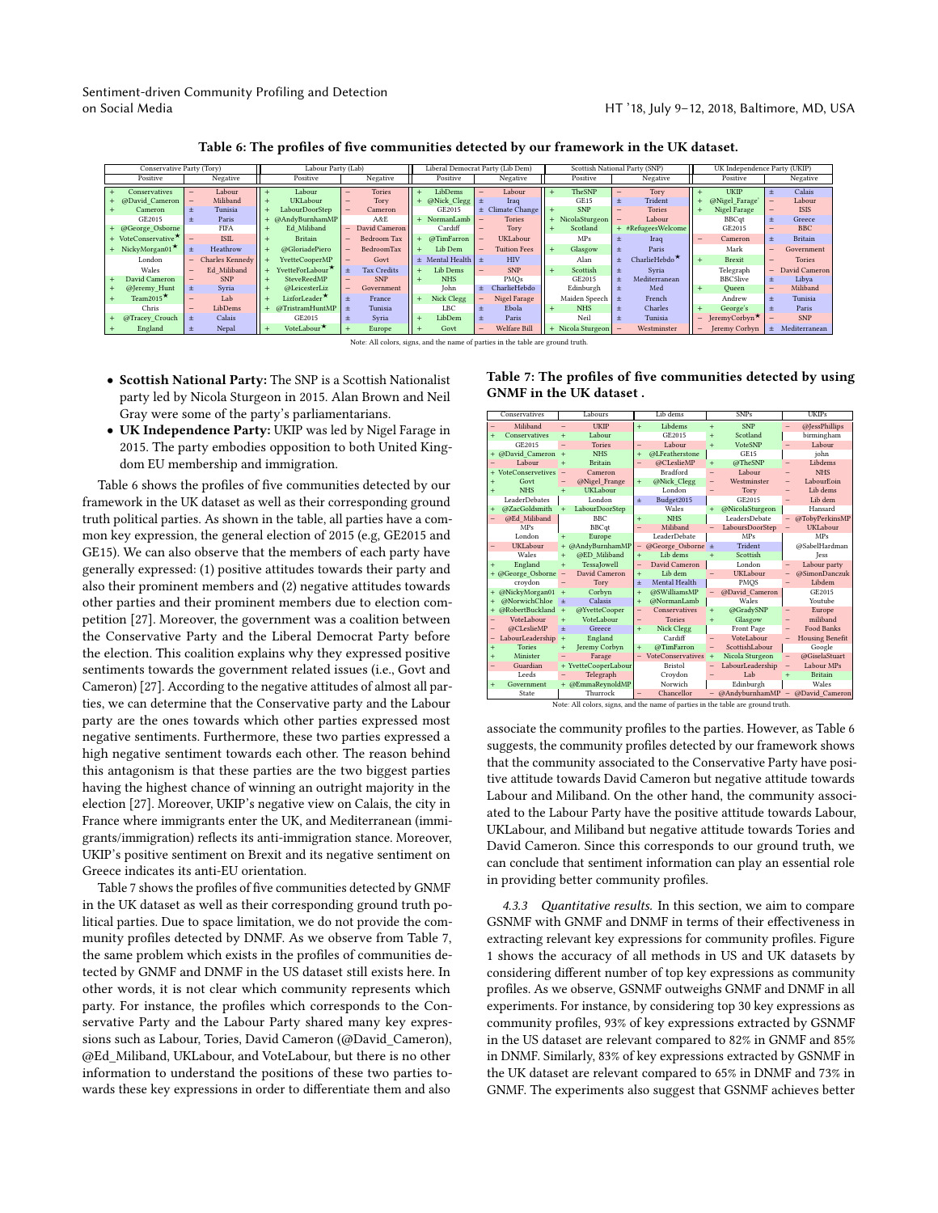**Table 6: The profiles of five communities detected by our framework in the UK dataset.**

| Conservative Party (Tory) | | | | Labour Party (Lab) | | | | Liberal Democrat Party (Lib Dem) | | | | Scottish National Party (SNP) | | | | UK Independence Party (UKIP) | | | |
|---|---|---|---|---|---|---|---|---|---|---|---|---|---|---|---|---|---|---|---|
| Positive | | Negative | | Positive | | Negative | | Positive | | Negative | | Positive | | Negative | | Positive | | Negative | |
| + | Conservatives | − | Labour | + | Labour | − | Tories | + | LibDems | − | Labour | + | TheSNP | − | Tory | + | UKIP | ± | Calais |
| + | @David_Cameron | − | Miliband | + | UKLabour | − | Tory | + | @Nick_Clegg | ± | Iraq | | GE15 | ± | Trident | + | @Nigel_Farage' | − | Labour |
| + | Cameron | ± | Tunisia | + | LabourDoorStep | − | Cameron | | GE2015 | ± | Climate Change | + | SNP | − | Tories | + | Nigel Farage | − | ISIS |
| | GE2015 | ± | Paris | + | @AndyBurnhamMP | | A&E | + | NormanLamb | − | Tories | + | NicolaSturgeon | − | Labour | | BBCqt | ± | Greece |
| + | @George_Osborne | | FIFA | + | Ed_Miliband | − | David Cameron | | Cardiff | − | Tory | + | Scotland | + | #RefugeesWelcome | | GE2015 | − | BBC |
| + | VoteConservative★ | − | ISIL | + | Britain | − | Bedroom Tax | + | @TimFarron | − | UKLabour | | MPs | ± | Iraq | − | Cameron | ± | Britain |
| + | NickyMorgan01★ | ± | Heathrow | + | @GloriadePiero | − | BedroomTax | + | Lib Dem | − | Tuition Fees | + | Glasgow | ± | Paris | | Mark | − | Government |
| | London | − | Charles Kennedy | + | YvetteCooperMP | − | Govt | ± | Mental Health | ± | HIV | | Alan | ± | CharlieHebdo★ | + | Brexit | − | Tories |
| | Wales | − | Ed_Miliband | + | YvetteForLabour★ | ± | Tax Credits | + | Lib Dems | − | SNP | + | Scottish | ± | Syria | | Telegraph | − | David Cameron |
| + | David Cameron | − | SNP | + | SteveReedMP | − | SNP | + | NHS | | PMQs | | Edinburgh | ± | Mediterranean | | BBC5live | ± | Libya |
| + | @Jeremy_Hunt | ± | Syria | + | @LeicesterLiz | − | Government | | John | ± | CharlieHebdo | | Maiden Speech | ± | Med | + | Queen | − | Miliband |
| + | Team2015★ | − | Lab | + | LizforLeader★ | ± | France | + | Nick Clegg | − | Nigel Farage | | GE2015 | ± | French | | Andrew | ± | Tunisia |
| | Chris | − | LibDems | + | @TristramHuntMP | ± | Tunisia | | LBC | ± | Ebola | + | NHS | ± | Charles | + | George's | ± | Paris |
| + | @Tracey_Crouch | ± | Calais | | GE2015 | ± | Syria | + | LibDem | ± | Paris | | Neil | ± | Tunisia | − | JeremyCorbyn★ | − | SNP |
| + | England | ± | Nepal | + | VoteLabour★ | + | Europe | + | Govt | − | Welfare Bill | + | Nicola Sturgeon | − | Westminster | − | Jeremy Corbyn | ± | Mediterranean |

Note: All colors, signs, and the name of parties in the table are ground truth.

- **Scottish National Party:** The SNP is a Scottish Nationalist party led by Nicola Sturgeon in 2015. Alan Brown and Neil Gray were some of the party's parliamentarians.
- **UK Independence Party:** UKIP was led by Nigel Farage in 2015. The party embodies opposition to both United Kingdom EU membership and immigration.

Table 6 shows the profiles of five communities detected by our framework in the UK dataset as well as their corresponding ground truth political parties. As shown in the table, all parties have a common key expression, the general election of 2015 (e.g, GE2015 and GE15). We can also observe that the members of each party have generally expressed: (1) positive attitudes towards their party and also their prominent members and (2) negative attitudes towards other parties and their prominent members due to election competition [27]. Moreover, the government was a coalition between the Conservative Party and the Liberal Democrat Party before the election. This coalition explains why they expressed positive sentiments towards the government related issues (i.e., Govt and Cameron) [27]. According to the negative attitudes of almost all parties, we can determine that the Conservative party and the Labour party are the ones towards which other parties expressed most negative sentiments. Furthermore, these two parties expressed a high negative sentiment towards each other. The reason behind this antagonism is that these parties are the two biggest parties having the highest chance of winning an outright majority in the election [27]. Moreover, UKIP's negative view on Calais, the city in France where immigrants enter the UK, and Mediterranean (immigrants/immigration) reflects its anti-immigration stance. Moreover, UKIP's positive sentiment on Brexit and its negative sentiment on Greece indicates its anti-EU orientation.

Table 7 shows the profiles of five communities detected by GNMF in the UK dataset as well as their corresponding ground truth political parties. Due to space limitation, we do not provide the community profiles detected by DNMF. As we observe from Table 7, the same problem which exists in the profiles of communities detected by GNMF and DNMF in the US dataset still exists here. In other words, it is not clear which community represents which party. For instance, the profiles which corresponds to the Conservative Party and the Labour Party shared many key expressions such as Labour, Tories, David Cameron (@David_Cameron), @Ed_Miliband, UKLabour, and VoteLabour, but there is no other information to understand the positions of these two parties towards these key expressions in order to differentiate them and also associate the community profiles to the parties. However, as Table 6 suggests, the community profiles detected by our framework shows that the community associated to the Conservative Party have positive attitude towards David Cameron but negative attitude towards Labour and Miliband. On the other hand, the community associated to the Labour Party have the positive attitude towards Labour, UKLabour, and Miliband but negative attitude towards Tories and David Cameron. Since this corresponds to our ground truth, we can conclude that sentiment information can play an essential role in providing better community profiles.

**Table 7: The profiles of five communities detected by using GNMF in the UK dataset .**

| Conservatives | | Labours | | Lib dems | | SNPs | | UKIPs | |
|---|---|---|---|---|---|---|---|---|---|
| − | Miliband | − | UKIP | + | Libdems | + | SNP | − | @JessPhillips |
| + | Conservatives | + | Labour | | GE2015 | + | Scotland | | birmingham |
| | GE2015 | − | Tories | − | Labour | + | VoteSNP | − | Labour |
| + | @David_Cameron | + | NHS | + | @LFeatherstone | | GE15 | | john |
| − | Labour | + | Britain | − | @CLeslieMP | + | @TheSNP | − | Libdems |
| + | VoteConservetives | − | Cameron | | Bradford | − | Labour | − | NHS |
| + | Govt | − | @Nigel_Frange | + | @Nick_Clegg | − | Westminster | − | LabourEoin |
| + | NHS | + | UKLabour | | London | − | Tory | − | Lib dems |
| | LeaderDebates | | London | ± | Budget2015 | | GE2015 | − | Lib dem |
| + | @ZacGoldsmith | + | LabourDoorStep | | Wales | + | @NicolaSturgeon | | Hansard |
| − | @Ed_Miliband | | BBC | + | NHS | | LeadersDebate | − | @TobyPerkinsMP |
| | MPs | | BBCqt | − | Miliband | − | LaboursDoorStep | − | UKLabour |
| | London | + | Europe | | LeaderDebate | | MPs | | MPs |
| − | UKLabour | + | @AndyBurnhamMP | − | @George_Osborne | ± | Trident | | @SabelHardman |
| | Wales | + | @ED_Miliband | + | Lib dems | + | Scottish | | Jess |
| + | England | + | TessaJowell | − | David Cameron | | London | − | Labour party |
| + | @George_Osborne | − | David Cameron | + | Lib dem | − | UKLabour | − | @SimonDanczuk |
| | croydon | − | Tory | ± | Mental Health | | PMQS | − | Libdem |
| + | @NickyMorgan01 | + | Corbyn | + | @SWilliamsMP | − | @David_Cameron | | GE2015 |
| + | @NorwichChloe | ± | Calasis | + | @NormanLamb | | Wales | | Youtube |
| + | @RobertBuckland | + | @YvetteCooper | − | Conservatives | + | @GradySNP | − | Europe |
| − | VoteLabour | + | VoteLabour | − | Tories | + | Glasgow | − | miliband |
| − | @CLeslieMP | ± | Greece | + | Nick Clegg | | Front Page | − | Food Banks |
| − | LabourLeadership | + | England | | Cardiff | − | VoteLabour | − | Housing Benefit |
| + | Tories | + | Jeremy Corbyn | + | @TimFarron | − | ScottishLabour | | Google |
| + | Minister | − | Farage | − | VoteConservatives | + | Nicola Sturgeon | − | @GiselaStuart |
| − | Guardian | + | YvetteCooperLabour | | Bristol | − | LabourLeadership | − | Labour MPs |
| | Leeds | − | Telegraph | | Croydon | − | Lab | + | Britain |
| + | Government | + | @EmmaReynoldMP | | Norwich | | Edinburgh | | Wales |
| | State | | Thurrock | − | Chancellor | − | @AndyburnhamMP | − | @David_Cameron |

Note: All colors, signs, and the name of parties in the table are ground truth.

*4.3.3 Quantitative results.* In this section, we aim to compare GSNMF with GNMF and DNMF in terms of their effectiveness in extracting relevant key expressions for community profiles. Figure 1 shows the accuracy of all methods in US and UK datasets by considering different number of top key expressions as community profiles. As we observe, GSNMF outweighs GNMF and DNMF in all experiments. For instance, by considering top 30 key expressions as community profiles, 93% of key expressions extracted by GSNMF in the US dataset are relevant compared to 82% in GNMF and 85% in DNMF. Similarly, 83% of key expressions extracted by GSNMF in the UK dataset are relevant compared to 65% in DNMF and 73% in GNMF. The experiments also suggest that GSNMF achieves better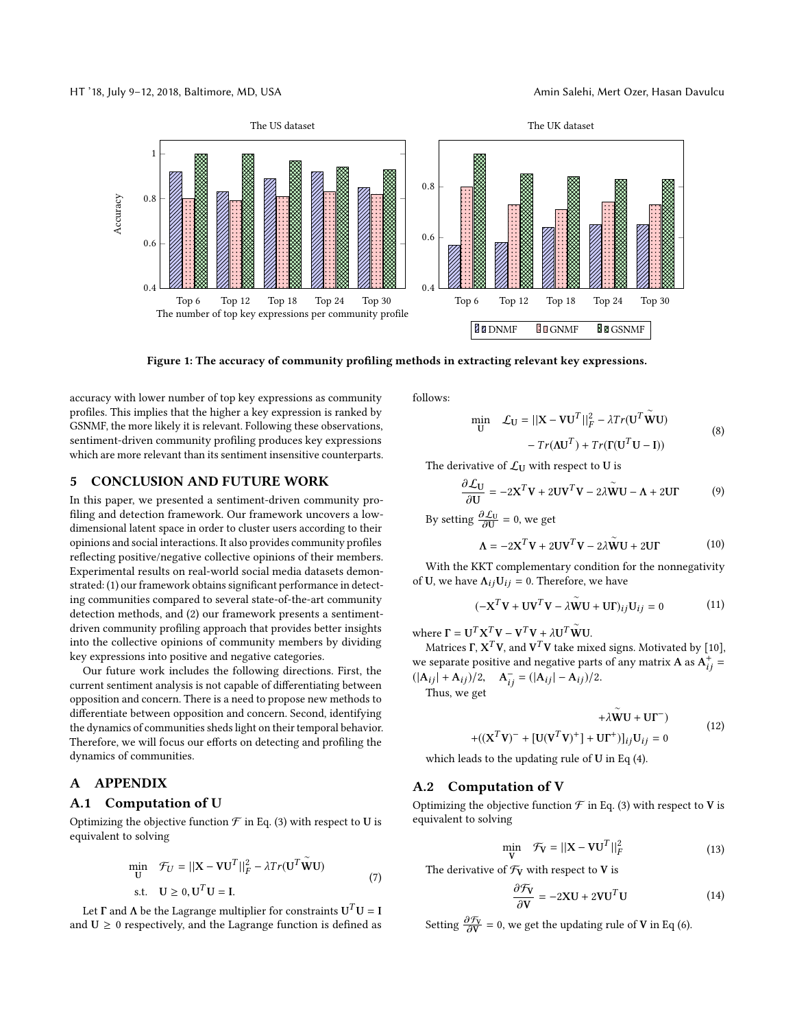Figure 1: The accuracy of community profiling methods in extracting relevant key expressions.

accuracy with lower number of top key expressions as community profiles. This implies that the higher a key expression is ranked by GSNMF, the more likely it is relevant. Following these observations, sentiment-driven community profiling produces key expressions which are more relevant than its sentiment insensitive counterparts.

## 5 CONCLUSION AND FUTURE WORK

In this paper, we presented a sentiment-driven community profiling and detection framework. Our framework uncovers a low-dimensional latent space in order to cluster users according to their opinions and social interactions. It also provides community profiles reflecting positive/negative collective opinions of their members. Experimental results on real-world social media datasets demonstrated: (1) our framework obtains significant performance in detecting communities compared to several state-of-the-art community detection methods, and (2) our framework presents a sentiment-driven community profiling approach that provides better insights into the collective opinions of community members by dividing key expressions into positive and negative categories.

Our future work includes the following directions. First, the current sentiment analysis is not capable of differentiating between opposition and concern. There is a need to propose new methods to differentiate between opposition and concern. Second, identifying the dynamics of communities sheds light on their temporal behavior. Therefore, we will focus our efforts on detecting and profiling the dynamics of communities.

## A APPENDIX

### A.1 Computation of U

Optimizing the objective function $\mathcal{F}$ in Eq. (3) with respect to $\mathbf{U}$ is equivalent to solving

$$\min_{\mathbf{U}} \quad \mathcal{F}_U = ||\mathbf{X} - \mathbf{V}\mathbf{U}^T||_F^2 - \lambda Tr(\mathbf{U}^T \widetilde{\mathbf{W}} \mathbf{U}) \qquad \text{s.t.} \quad \mathbf{U} \geq 0, \mathbf{U}^T\mathbf{U} = \mathbf{I}. \tag{7}$$

Let $\mathbf{\Gamma}$ and $\mathbf{\Lambda}$ be the Lagrange multiplier for constraints $\mathbf{U}^T\mathbf{U} = \mathbf{I}$ and $\mathbf{U} \geq 0$ respectively, and the Lagrange function is defined as follows:

$$\min_{\mathbf{U}} \quad \mathcal{L}_{\mathbf{U}} = ||\mathbf{X} - \mathbf{V}\mathbf{U}^T||_F^2 - \lambda Tr(\mathbf{U}^T \widetilde{\mathbf{W}} \mathbf{U}) - Tr(\mathbf{\Lambda}\mathbf{U}^T) + Tr(\mathbf{\Gamma}(\mathbf{U}^T\mathbf{U} - \mathbf{I})) \tag{8}$$

The derivative of $\mathcal{L}_{\mathbf{U}}$ with respect to $\mathbf{U}$ is

$$\frac{\partial \mathcal{L}_{\mathbf{U}}}{\partial \mathbf{U}} = -2\mathbf{X}^T\mathbf{V} + 2\mathbf{U}\mathbf{V}^T\mathbf{V} - 2\lambda\widetilde{\mathbf{W}}\mathbf{U} - \mathbf{\Lambda} + 2\mathbf{U}\mathbf{\Gamma} \tag{9}$$

By setting $\frac{\partial \mathcal{L}_{\mathbf{U}}}{\partial \mathbf{U}} = 0$, we get

$$\mathbf{\Lambda} = -2\mathbf{X}^T\mathbf{V} + 2\mathbf{U}\mathbf{V}^T\mathbf{V} - 2\lambda\widetilde{\mathbf{W}}\mathbf{U} + 2\mathbf{U}\mathbf{\Gamma} \tag{10}$$

With the KKT complementary condition for the nonnegativity of $\mathbf{U}$, we have $\mathbf{\Lambda}_{ij}\mathbf{U}_{ij} = 0$. Therefore, we have

$$(-\mathbf{X}^T\mathbf{V} + \mathbf{U}\mathbf{V}^T\mathbf{V} - \lambda\widetilde{\mathbf{W}}\mathbf{U} + \mathbf{U}\mathbf{\Gamma})_{ij}\mathbf{U}_{ij} = 0 \tag{11}$$

where $\mathbf{\Gamma} = \mathbf{U}^T\mathbf{X}^T\mathbf{V} - \mathbf{V}^T\mathbf{V} + \lambda\mathbf{U}^T\widetilde{\mathbf{W}}\mathbf{U}$.

Matrices $\mathbf{\Gamma}$, $\mathbf{X}^T\mathbf{V}$, and $\mathbf{V}^T\mathbf{V}$ take mixed signs. Motivated by [10], we separate positive and negative parts of any matrix $\mathbf{A}$ as $\mathbf{A}_{ij}^+ = (|\mathbf{A}_{ij}| + \mathbf{A}_{ij})/2$, $\quad \mathbf{A}_{ij}^- = (|\mathbf{A}_{ij}| - \mathbf{A}_{ij})/2$.

Thus, we get

$$+\lambda\widetilde{\mathbf{W}}\mathbf{U} + \mathbf{U}\mathbf{\Gamma}^-) \\ +((\mathbf{X}^T\mathbf{V})^- + [\mathbf{U}(\mathbf{V}^T\mathbf{V})^+] + \mathbf{U}\mathbf{\Gamma}^+)]_{ij}\mathbf{U}_{ij} = 0 \tag{12}$$

which leads to the updating rule of $\mathbf{U}$ in Eq (4).

### A.2 Computation of V

Optimizing the objective function $\mathcal{F}$ in Eq. (3) with respect to $\mathbf{V}$ is equivalent to solving

$$\min_{\mathbf{V}} \quad \mathcal{F}_{\mathbf{V}} = ||\mathbf{X} - \mathbf{V}\mathbf{U}^T||_F^2 \tag{13}$$

The derivative of $\mathcal{F}_{\mathbf{V}}$ with respect to $\mathbf{V}$ is

$$\frac{\partial \mathcal{F}_{\mathbf{V}}}{\partial \mathbf{V}} = -2\mathbf{X}\mathbf{U} + 2\mathbf{V}\mathbf{U}^T\mathbf{U} \tag{14}$$

Setting $\frac{\partial \mathcal{F}_{\mathbf{V}}}{\partial \mathbf{V}} = 0$, we get the updating rule of $\mathbf{V}$ in Eq (6).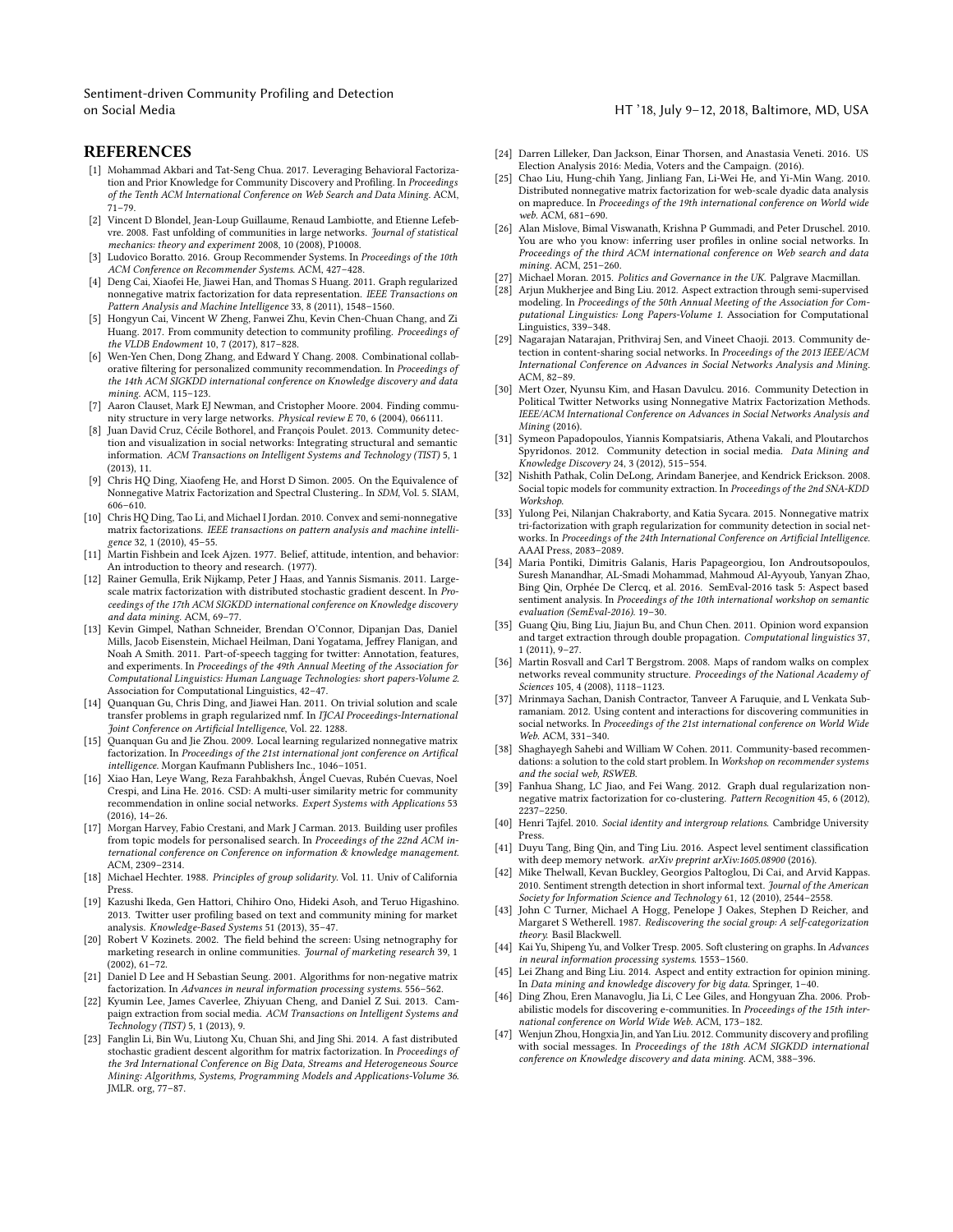## REFERENCES

[1] Mohammad Akbari and Tat-Seng Chua. 2017. Leveraging Behavioral Factorization and Prior Knowledge for Community Discovery and Profiling. In *Proceedings of the Tenth ACM International Conference on Web Search and Data Mining*. ACM, 71–79.

[2] Vincent D Blondel, Jean-Loup Guillaume, Renaud Lambiotte, and Etienne Lefebvre. 2008. Fast unfolding of communities in large networks. *Journal of statistical mechanics: theory and experiment* 2008, 10 (2008), P10008.

[3] Ludovico Boratto. 2016. Group Recommender Systems. In *Proceedings of the 10th ACM Conference on Recommender Systems*. ACM, 427–428.

[4] Deng Cai, Xiaofei He, Jiawei Han, and Thomas S Huang. 2011. Graph regularized nonnegative matrix factorization for data representation. *IEEE Transactions on Pattern Analysis and Machine Intelligence* 33, 8 (2011), 1548–1560.

[5] Hongyun Cai, Vincent W Zheng, Fanwei Zhu, Kevin Chen-Chuan Chang, and Zi Huang. 2017. From community detection to community profiling. *Proceedings of the VLDB Endowment* 10, 7 (2017), 817–828.

[6] Wen-Yen Chen, Dong Zhang, and Edward Y Chang. 2008. Combinational collaborative filtering for personalized community recommendation. In *Proceedings of the 14th ACM SIGKDD international conference on Knowledge discovery and data mining*. ACM, 115–123.

[7] Aaron Clauset, Mark EJ Newman, and Cristopher Moore. 2004. Finding community structure in very large networks. *Physical review E* 70, 6 (2004), 066111.

[8] Juan David Cruz, Cécile Bothorel, and François Poulet. 2013. Community detection and visualization in social networks: Integrating structural and semantic information. *ACM Transactions on Intelligent Systems and Technology (TIST)* 5, 1 (2013), 11.

[9] Chris HQ Ding, Xiaofeng He, and Horst D Simon. 2005. On the Equivalence of Nonnegative Matrix Factorization and Spectral Clustering.. In *SDM*, Vol. 5. SIAM, 606–610.

[10] Chris HQ Ding, Tao Li, and Michael I Jordan. 2010. Convex and semi-nonnegative matrix factorizations. *IEEE transactions on pattern analysis and machine intelligence* 32, 1 (2010), 45–55.

[11] Martin Fishbein and Icek Ajzen. 1977. Belief, attitude, intention, and behavior: An introduction to theory and research. (1977).

[12] Rainer Gemulla, Erik Nijkamp, Peter J Haas, and Yannis Sismanis. 2011. Large-scale matrix factorization with distributed stochastic gradient descent. In *Proceedings of the 17th ACM SIGKDD international conference on Knowledge discovery and data mining*. ACM, 69–77.

[13] Kevin Gimpel, Nathan Schneider, Brendan O'Connor, Dipanjan Das, Daniel Mills, Jacob Eisenstein, Michael Heilman, Dani Yogatama, Jeffrey Flanigan, and Noah A Smith. 2011. Part-of-speech tagging for twitter: Annotation, features, and experiments. In *Proceedings of the 49th Annual Meeting of the Association for Computational Linguistics: Human Language Technologies: short papers-Volume 2*. Association for Computational Linguistics, 42–47.

[14] Quanquan Gu, Chris Ding, and Jiawei Han. 2011. On trivial solution and scale transfer problems in graph regularized nmf. In *IJCAI Proceedings-International Joint Conference on Artificial Intelligence*, Vol. 22. 1288.

[15] Quanquan Gu and Jie Zhou. 2009. Local learning regularized nonnegative matrix factorization. In *Proceedings of the 21st international jont conference on Artifical intelligence*. Morgan Kaufmann Publishers Inc., 1046–1051.

[16] Xiao Han, Leye Wang, Reza Farahbakhsh, Ángel Cuevas, Rubén Cuevas, Noel Crespi, and Lina He. 2016. CSD: A multi-user similarity metric for community recommendation in online social networks. *Expert Systems with Applications* 53 (2016), 14–26.

[17] Morgan Harvey, Fabio Crestani, and Mark J Carman. 2013. Building user profiles from topic models for personalised search. In *Proceedings of the 22nd ACM international conference on Conference on information & knowledge management*. ACM, 2309–2314.

[18] Michael Hechter. 1988. *Principles of group solidarity*. Vol. 11. Univ of California Press.

[19] Kazushi Ikeda, Gen Hattori, Chihiro Ono, Hideki Asoh, and Teruo Higashino. 2013. Twitter user profiling based on text and community mining for market analysis. *Knowledge-Based Systems* 51 (2013), 35–47.

[20] Robert V Kozinets. 2002. The field behind the screen: Using netnography for marketing research in online communities. *Journal of marketing research* 39, 1 (2002), 61–72.

[21] Daniel D Lee and H Sebastian Seung. 2001. Algorithms for non-negative matrix factorization. In *Advances in neural information processing systems*. 556–562.

[22] Kyumin Lee, James Caverlee, Zhiyuan Cheng, and Daniel Z Sui. 2013. Campaign extraction from social media. *ACM Transactions on Intelligent Systems and Technology (TIST)* 5, 1 (2013), 9.

[23] Fanglin Li, Bin Wu, Liutong Xu, Chuan Shi, and Jing Shi. 2014. A fast distributed stochastic gradient descent algorithm for matrix factorization. In *Proceedings of the 3rd International Conference on Big Data, Streams and Heterogeneous Source Mining: Algorithms, Systems, Programming Models and Applications-Volume 36*. JMLR. org, 77–87.

[24] Darren Lilleker, Dan Jackson, Einar Thorsen, and Anastasia Veneti. 2016. US Election Analysis 2016: Media, Voters and the Campaign. (2016).

[25] Chao Liu, Hung-chih Yang, Jinliang Fan, Li-Wei He, and Yi-Min Wang. 2010. Distributed nonnegative matrix factorization for web-scale dyadic data analysis on mapreduce. In *Proceedings of the 19th international conference on World wide web*. ACM, 681–690.

[26] Alan Mislove, Bimal Viswanath, Krishna P Gummadi, and Peter Druschel. 2010. You are who you know: inferring user profiles in online social networks. In *Proceedings of the third ACM international conference on Web search and data mining*. ACM, 251–260.

[27] Michael Moran. 2015. *Politics and Governance in the UK*. Palgrave Macmillan.

[28] Arjun Mukherjee and Bing Liu. 2012. Aspect extraction through semi-supervised modeling. In *Proceedings of the 50th Annual Meeting of the Association for Computational Linguistics: Long Papers-Volume 1*. Association for Computational Linguistics, 339–348.

[29] Nagarajan Natarajan, Prithviraj Sen, and Vineet Chaoji. 2013. Community detection in content-sharing social networks. In *Proceedings of the 2013 IEEE/ACM International Conference on Advances in Social Networks Analysis and Mining*. ACM, 82–89.

[30] Mert Ozer, Nyunsu Kim, and Hasan Davulcu. 2016. Community Detection in Political Twitter Networks using Nonnegative Matrix Factorization Methods. *IEEE/ACM International Conference on Advances in Social Networks Analysis and Mining* (2016).

[31] Symeon Papadopoulos, Yiannis Kompatsiaris, Athena Vakali, and Ploutarchos Spyridonos. 2012. Community detection in social media. *Data Mining and Knowledge Discovery* 24, 3 (2012), 515–554.

[32] Nishith Pathak, Colin DeLong, Arindam Banerjee, and Kendrick Erickson. 2008. Social topic models for community extraction. In *Proceedings of the 2nd SNA-KDD Workshop*.

[33] Yulong Pei, Nilanjan Chakraborty, and Katia Sycara. 2015. Nonnegative matrix tri-factorization with graph regularization for community detection in social networks. In *Proceedings of the 24th International Conference on Artificial Intelligence*. AAAI Press, 2083–2089.

[34] Maria Pontiki, Dimitris Galanis, Haris Papageorgiou, Ion Androutsopoulos, Suresh Manandhar, AL-Smadi Mohammad, Mahmoud Al-Ayyoub, Yanyan Zhao, Bing Qin, Orphée De Clercq, et al. 2016. SemEval-2016 task 5: Aspect based sentiment analysis. In *Proceedings of the 10th international workshop on semantic evaluation (SemEval-2016)*. 19–30.

[35] Guang Qiu, Bing Liu, Jiajun Bu, and Chun Chen. 2011. Opinion word expansion and target extraction through double propagation. *Computational linguistics* 37, 1 (2011), 9–27.

[36] Martin Rosvall and Carl T Bergstrom. 2008. Maps of random walks on complex networks reveal community structure. *Proceedings of the National Academy of Sciences* 105, 4 (2008), 1118–1123.

[37] Mrinmaya Sachan, Danish Contractor, Tanveer A Faruquie, and L Venkata Subramaniam. 2012. Using content and interactions for discovering communities in social networks. In *Proceedings of the 21st international conference on World Wide Web*. ACM, 331–340.

[38] Shaghayegh Sahebi and William W Cohen. 2011. Community-based recommendations: a solution to the cold start problem. In *Workshop on recommender systems and the social web, RSWEB*.

[39] Fanhua Shang, LC Jiao, and Fei Wang. 2012. Graph dual regularization nonnegative matrix factorization for co-clustering. *Pattern Recognition* 45, 6 (2012), 2237–2250.

[40] Henri Tajfel. 2010. *Social identity and intergroup relations*. Cambridge University Press.

[41] Duyu Tang, Bing Qin, and Ting Liu. 2016. Aspect level sentiment classification with deep memory network. *arXiv preprint arXiv:1605.08900* (2016).

[42] Mike Thelwall, Kevan Buckley, Georgios Paltoglou, Di Cai, and Arvid Kappas. 2010. Sentiment strength detection in short informal text. *Journal of the American Society for Information Science and Technology* 61, 12 (2010), 2544–2558.

[43] John C Turner, Michael A Hogg, Penelope J Oakes, Stephen D Reicher, and Margaret S Wetherell. 1987. *Rediscovering the social group: A self-categorization theory*. Basil Blackwell.

[44] Kai Yu, Shipeng Yu, and Volker Tresp. 2005. Soft clustering on graphs. In *Advances in neural information processing systems*. 1553–1560.

[45] Lei Zhang and Bing Liu. 2014. Aspect and entity extraction for opinion mining. In *Data mining and knowledge discovery for big data*. Springer, 1–40.

[46] Ding Zhou, Eren Manavoglu, Jia Li, C Lee Giles, and Hongyuan Zha. 2006. Probabilistic models for discovering e-communities. In *Proceedings of the 15th international conference on World Wide Web*. ACM, 173–182.

[47] Wenjun Zhou, Hongxia Jin, and Yan Liu. 2012. Community discovery and profiling with social messages. In *Proceedings of the 18th ACM SIGKDD international conference on Knowledge discovery and data mining*. ACM, 388–396.